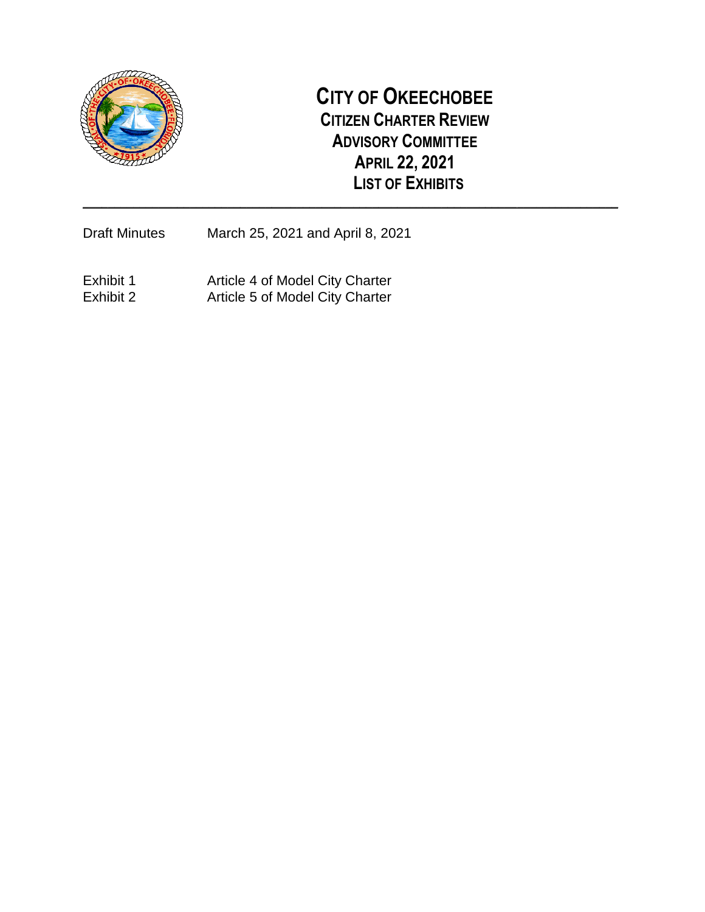# CITY OF OKEECHOBEE

## CITIZEN CHARTER REVIEW ADVISORY COMMITTEE

## APRIL 22, 2021

## LIST OF EXHIBITS

---

| | |
|---|---|
| Draft Minutes | March 25, 2021 and April 8, 2021 |
| Exhibit 1 | Article 4 of Model City Charter |
| Exhibit 2 | Article 5 of Model City Charter |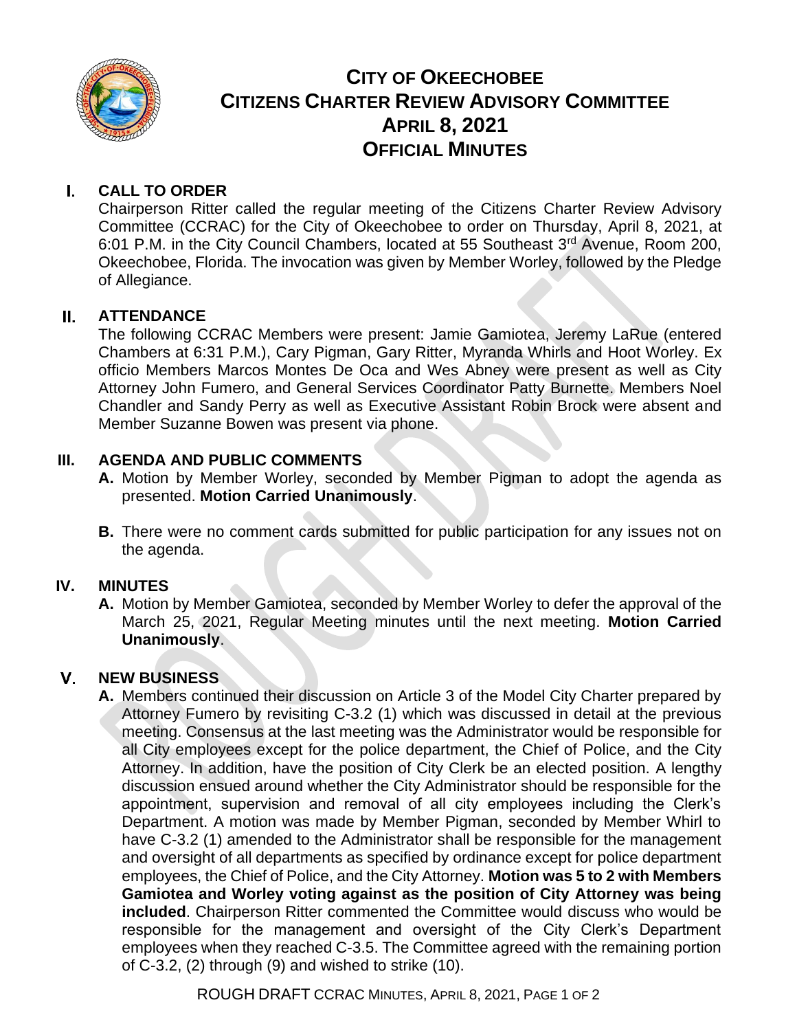# CITY OF OKEECHOBEE
# CITIZENS CHARTER REVIEW ADVISORY COMMITTEE
# APRIL 8, 2021
# OFFICIAL MINUTES

## I. CALL TO ORDER

Chairperson Ritter called the regular meeting of the Citizens Charter Review Advisory Committee (CCRAC) for the City of Okeechobee to order on Thursday, April 8, 2021, at 6:01 P.M. in the City Council Chambers, located at 55 Southeast 3rd Avenue, Room 200, Okeechobee, Florida. The invocation was given by Member Worley, followed by the Pledge of Allegiance.

## II. ATTENDANCE

The following CCRAC Members were present: Jamie Gamiotea, Jeremy LaRue (entered Chambers at 6:31 P.M.), Cary Pigman, Gary Ritter, Myranda Whirls and Hoot Worley. Ex officio Members Marcos Montes De Oca and Wes Abney were present as well as City Attorney John Fumero, and General Services Coordinator Patty Burnette. Members Noel Chandler and Sandy Perry as well as Executive Assistant Robin Brock were absent and Member Suzanne Bowen was present via phone.

## III. AGENDA AND PUBLIC COMMENTS

**A.** Motion by Member Worley, seconded by Member Pigman to adopt the agenda as presented. **Motion Carried Unanimously**.

**B.** There were no comment cards submitted for public participation for any issues not on the agenda.

## IV. MINUTES

**A.** Motion by Member Gamiotea, seconded by Member Worley to defer the approval of the March 25, 2021, Regular Meeting minutes until the next meeting. **Motion Carried Unanimously**.

## V. NEW BUSINESS

**A.** Members continued their discussion on Article 3 of the Model City Charter prepared by Attorney Fumero by revisiting C-3.2 (1) which was discussed in detail at the previous meeting. Consensus at the last meeting was the Administrator would be responsible for all City employees except for the police department, the Chief of Police, and the City Attorney. In addition, have the position of City Clerk be an elected position. A lengthy discussion ensued around whether the City Administrator should be responsible for the appointment, supervision and removal of all city employees including the Clerk's Department. A motion was made by Member Pigman, seconded by Member Whirl to have C-3.2 (1) amended to the Administrator shall be responsible for the management and oversight of all departments as specified by ordinance except for police department employees, the Chief of Police, and the City Attorney. **Motion was 5 to 2 with Members Gamiotea and Worley voting against as the position of City Attorney was being included**. Chairperson Ritter commented the Committee would discuss who would be responsible for the management and oversight of the City Clerk's Department employees when they reached C-3.5. The Committee agreed with the remaining portion of C-3.2, (2) through (9) and wished to strike (10).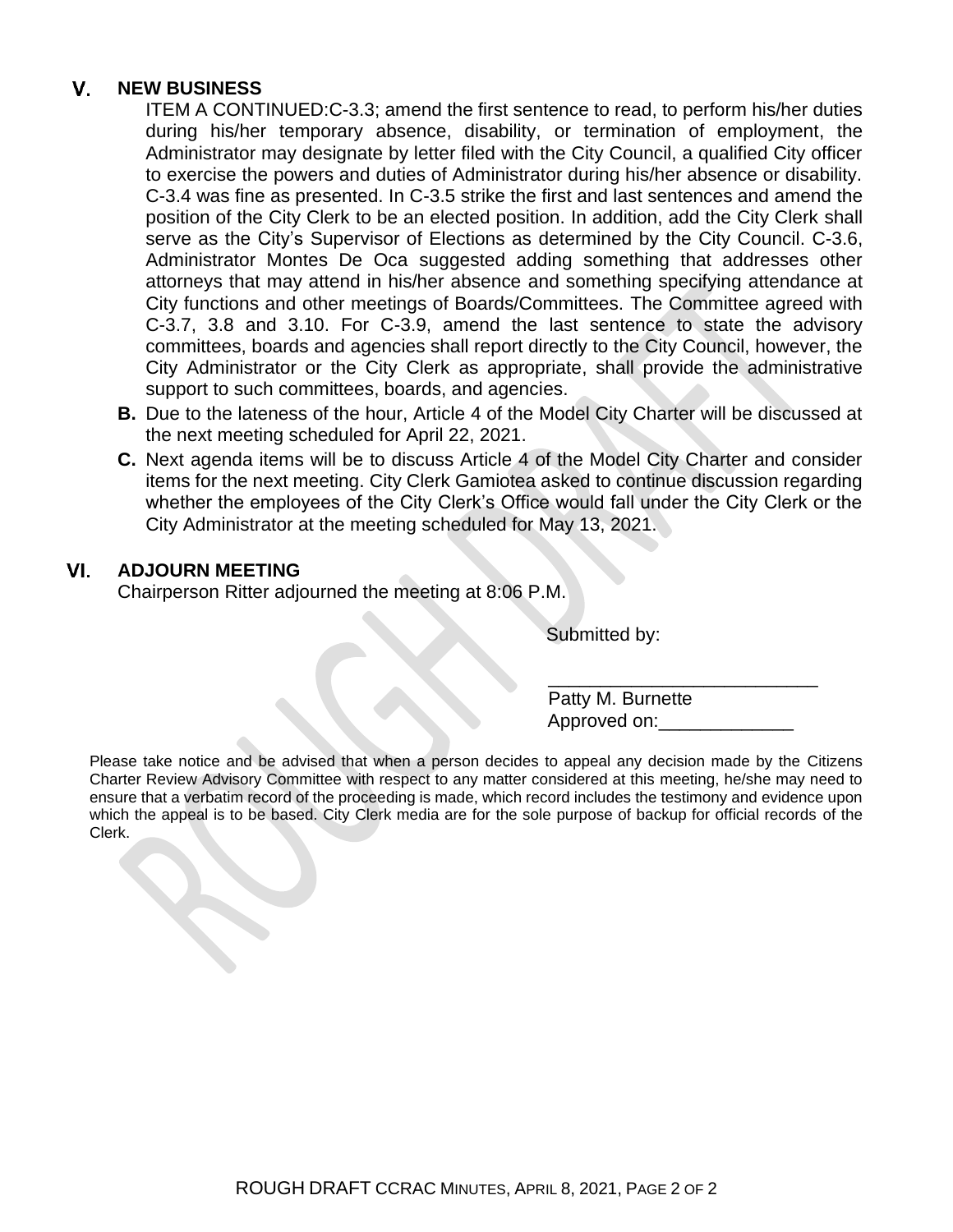## V. NEW BUSINESS

ITEM A CONTINUED:C-3.3; amend the first sentence to read, to perform his/her duties during his/her temporary absence, disability, or termination of employment, the Administrator may designate by letter filed with the City Council, a qualified City officer to exercise the powers and duties of Administrator during his/her absence or disability. C-3.4 was fine as presented. In C-3.5 strike the first and last sentences and amend the position of the City Clerk to be an elected position. In addition, add the City Clerk shall serve as the City's Supervisor of Elections as determined by the City Council. C-3.6, Administrator Montes De Oca suggested adding something that addresses other attorneys that may attend in his/her absence and something specifying attendance at City functions and other meetings of Boards/Committees. The Committee agreed with C-3.7, 3.8 and 3.10. For C-3.9, amend the last sentence to state the advisory committees, boards and agencies shall report directly to the City Council, however, the City Administrator or the City Clerk as appropriate, shall provide the administrative support to such committees, boards, and agencies.

**B.** Due to the lateness of the hour, Article 4 of the Model City Charter will be discussed at the next meeting scheduled for April 22, 2021.

**C.** Next agenda items will be to discuss Article 4 of the Model City Charter and consider items for the next meeting. City Clerk Gamiotea asked to continue discussion regarding whether the employees of the City Clerk's Office would fall under the City Clerk or the City Administrator at the meeting scheduled for May 13, 2021.

## VI. ADJOURN MEETING

Chairperson Ritter adjourned the meeting at 8:06 P.M.

Submitted by:

\_\_\_\_\_\_\_\_\_\_\_\_\_\_\_\_\_\_\_\_\_\_\_\_\_\_

Patty M. Burnette

Approved on:\_\_\_\_\_\_\_\_\_\_\_\_\_

Please take notice and be advised that when a person decides to appeal any decision made by the Citizens Charter Review Advisory Committee with respect to any matter considered at this meeting, he/she may need to ensure that a verbatim record of the proceeding is made, which record includes the testimony and evidence upon which the appeal is to be based. City Clerk media are for the sole purpose of backup for official records of the Clerk.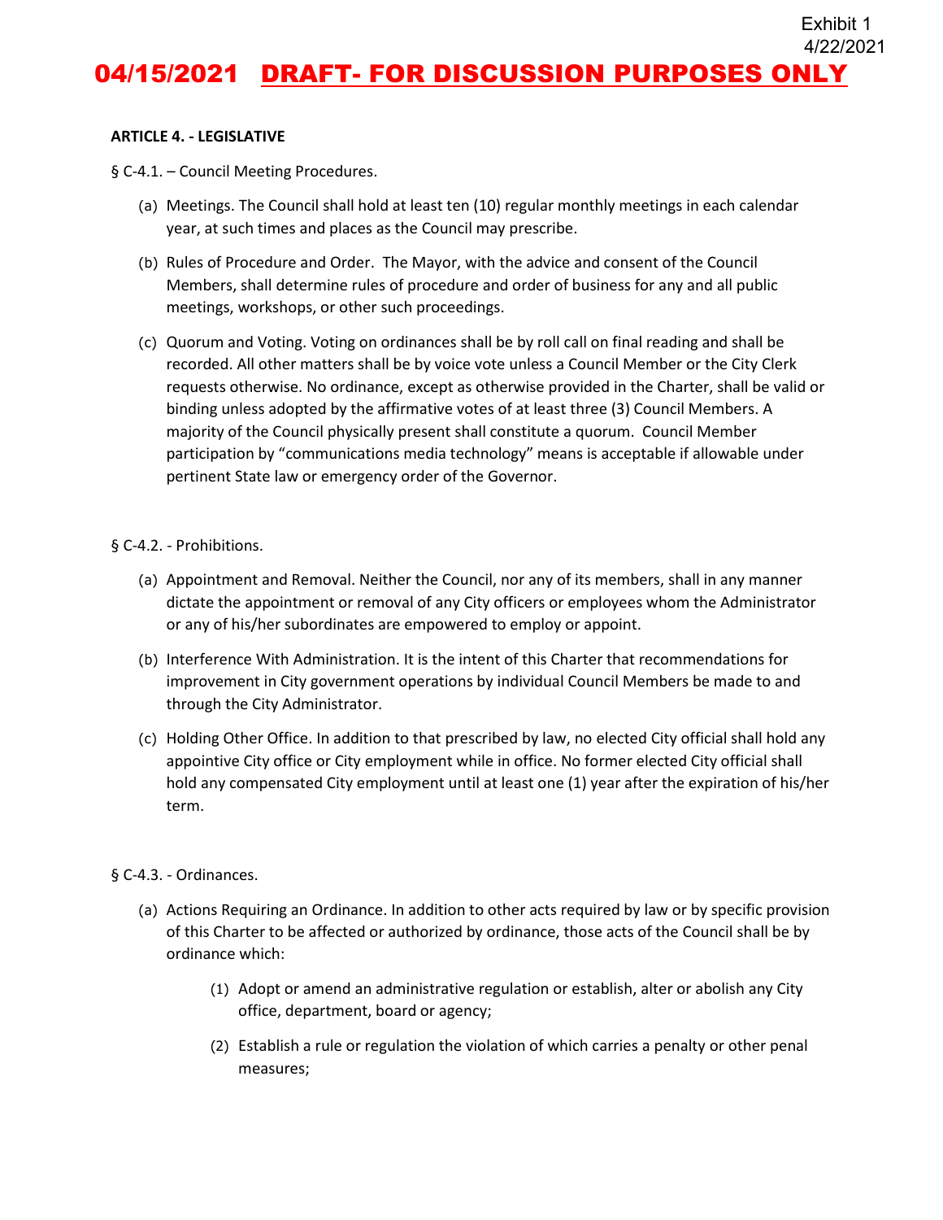Exhibit 1
4/22/2021

**04/15/2021 DRAFT- FOR DISCUSSION PURPOSES ONLY**

**ARTICLE 4. - LEGISLATIVE**

§ C-4.1. – Council Meeting Procedures.

(a) Meetings. The Council shall hold at least ten (10) regular monthly meetings in each calendar year, at such times and places as the Council may prescribe.

(b) Rules of Procedure and Order. The Mayor, with the advice and consent of the Council Members, shall determine rules of procedure and order of business for any and all public meetings, workshops, or other such proceedings.

(c) Quorum and Voting. Voting on ordinances shall be by roll call on final reading and shall be recorded. All other matters shall be by voice vote unless a Council Member or the City Clerk requests otherwise. No ordinance, except as otherwise provided in the Charter, shall be valid or binding unless adopted by the affirmative votes of at least three (3) Council Members. A majority of the Council physically present shall constitute a quorum. Council Member participation by "communications media technology" means is acceptable if allowable under pertinent State law or emergency order of the Governor.

§ C-4.2. - Prohibitions.

(a) Appointment and Removal. Neither the Council, nor any of its members, shall in any manner dictate the appointment or removal of any City officers or employees whom the Administrator or any of his/her subordinates are empowered to employ or appoint.

(b) Interference With Administration. It is the intent of this Charter that recommendations for improvement in City government operations by individual Council Members be made to and through the City Administrator.

(c) Holding Other Office. In addition to that prescribed by law, no elected City official shall hold any appointive City office or City employment while in office. No former elected City official shall hold any compensated City employment until at least one (1) year after the expiration of his/her term.

§ C-4.3. - Ordinances.

(a) Actions Requiring an Ordinance. In addition to other acts required by law or by specific provision of this Charter to be affected or authorized by ordinance, those acts of the Council shall be by ordinance which:

(1) Adopt or amend an administrative regulation or establish, alter or abolish any City office, department, board or agency;

(2) Establish a rule or regulation the violation of which carries a penalty or other penal measures;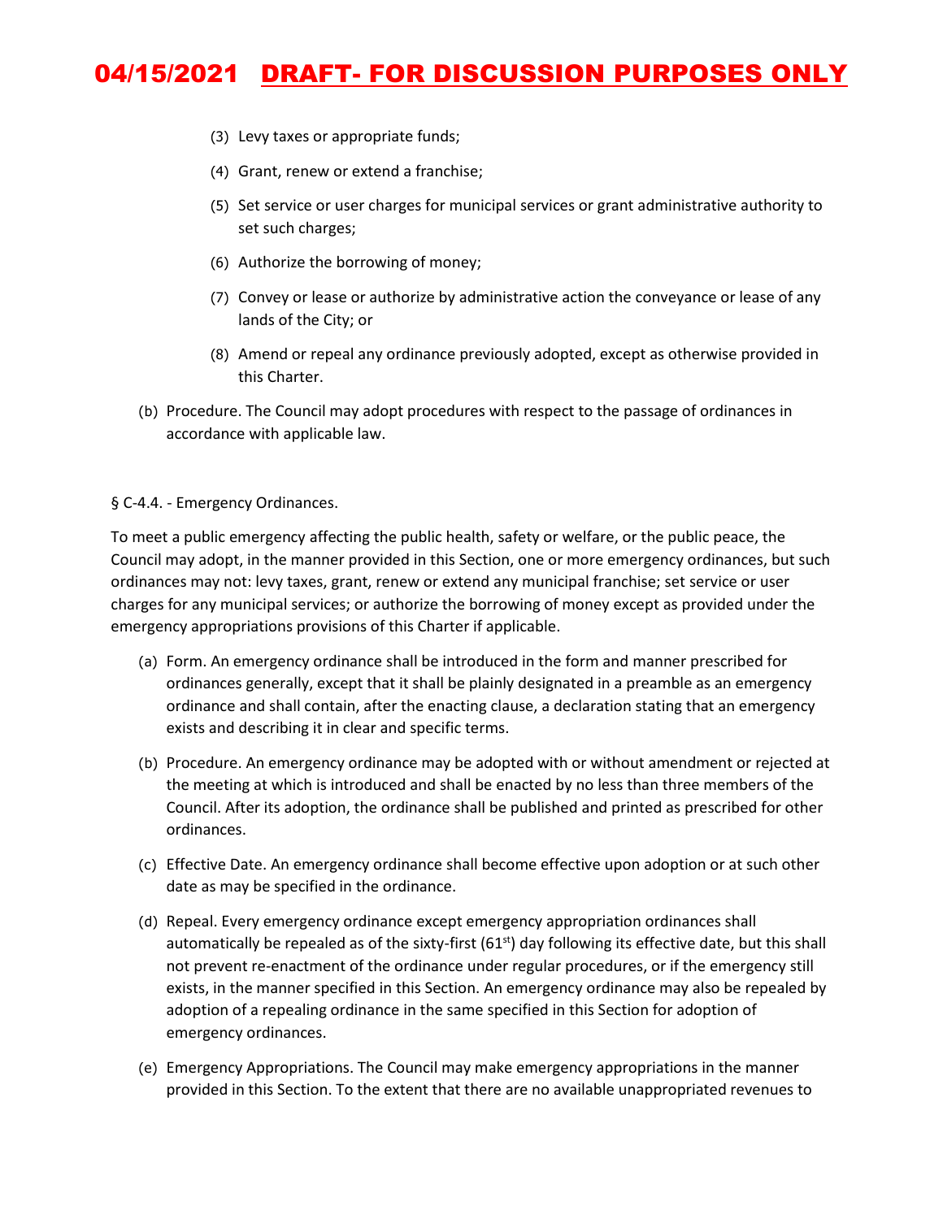(3) Levy taxes or appropriate funds;

(4) Grant, renew or extend a franchise;

(5) Set service or user charges for municipal services or grant administrative authority to set such charges;

(6) Authorize the borrowing of money;

(7) Convey or lease or authorize by administrative action the conveyance or lease of any lands of the City; or

(8) Amend or repeal any ordinance previously adopted, except as otherwise provided in this Charter.

(b) Procedure. The Council may adopt procedures with respect to the passage of ordinances in accordance with applicable law.

§ C-4.4. - Emergency Ordinances.

To meet a public emergency affecting the public health, safety or welfare, or the public peace, the Council may adopt, in the manner provided in this Section, one or more emergency ordinances, but such ordinances may not: levy taxes, grant, renew or extend any municipal franchise; set service or user charges for any municipal services; or authorize the borrowing of money except as provided under the emergency appropriations provisions of this Charter if applicable.

(a) Form. An emergency ordinance shall be introduced in the form and manner prescribed for ordinances generally, except that it shall be plainly designated in a preamble as an emergency ordinance and shall contain, after the enacting clause, a declaration stating that an emergency exists and describing it in clear and specific terms.

(b) Procedure. An emergency ordinance may be adopted with or without amendment or rejected at the meeting at which is introduced and shall be enacted by no less than three members of the Council. After its adoption, the ordinance shall be published and printed as prescribed for other ordinances.

(c) Effective Date. An emergency ordinance shall become effective upon adoption or at such other date as may be specified in the ordinance.

(d) Repeal. Every emergency ordinance except emergency appropriation ordinances shall automatically be repealed as of the sixty-first (61st) day following its effective date, but this shall not prevent re-enactment of the ordinance under regular procedures, or if the emergency still exists, in the manner specified in this Section. An emergency ordinance may also be repealed by adoption of a repealing ordinance in the same specified in this Section for adoption of emergency ordinances.

(e) Emergency Appropriations. The Council may make emergency appropriations in the manner provided in this Section. To the extent that there are no available unappropriated revenues to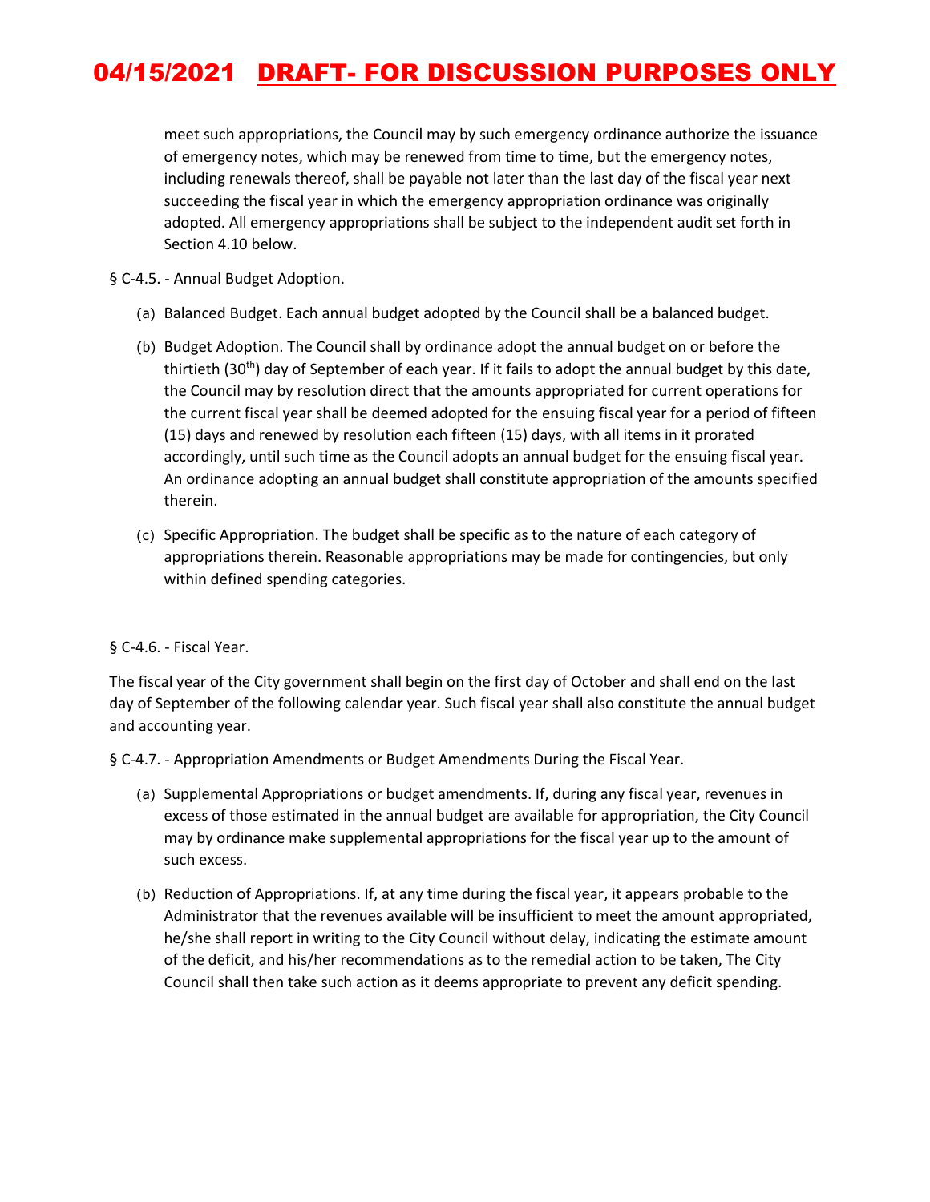meet such appropriations, the Council may by such emergency ordinance authorize the issuance of emergency notes, which may be renewed from time to time, but the emergency notes, including renewals thereof, shall be payable not later than the last day of the fiscal year next succeeding the fiscal year in which the emergency appropriation ordinance was originally adopted. All emergency appropriations shall be subject to the independent audit set forth in Section 4.10 below.

§ C-4.5. - Annual Budget Adoption.

(a) Balanced Budget. Each annual budget adopted by the Council shall be a balanced budget.

(b) Budget Adoption. The Council shall by ordinance adopt the annual budget on or before the thirtieth (30th) day of September of each year. If it fails to adopt the annual budget by this date, the Council may by resolution direct that the amounts appropriated for current operations for the current fiscal year shall be deemed adopted for the ensuing fiscal year for a period of fifteen (15) days and renewed by resolution each fifteen (15) days, with all items in it prorated accordingly, until such time as the Council adopts an annual budget for the ensuing fiscal year. An ordinance adopting an annual budget shall constitute appropriation of the amounts specified therein.

(c) Specific Appropriation. The budget shall be specific as to the nature of each category of appropriations therein. Reasonable appropriations may be made for contingencies, but only within defined spending categories.

§ C-4.6. - Fiscal Year.

The fiscal year of the City government shall begin on the first day of October and shall end on the last day of September of the following calendar year. Such fiscal year shall also constitute the annual budget and accounting year.

§ C-4.7. - Appropriation Amendments or Budget Amendments During the Fiscal Year.

(a) Supplemental Appropriations or budget amendments. If, during any fiscal year, revenues in excess of those estimated in the annual budget are available for appropriation, the City Council may by ordinance make supplemental appropriations for the fiscal year up to the amount of such excess.

(b) Reduction of Appropriations. If, at any time during the fiscal year, it appears probable to the Administrator that the revenues available will be insufficient to meet the amount appropriated, he/she shall report in writing to the City Council without delay, indicating the estimate amount of the deficit, and his/her recommendations as to the remedial action to be taken, The City Council shall then take such action as it deems appropriate to prevent any deficit spending.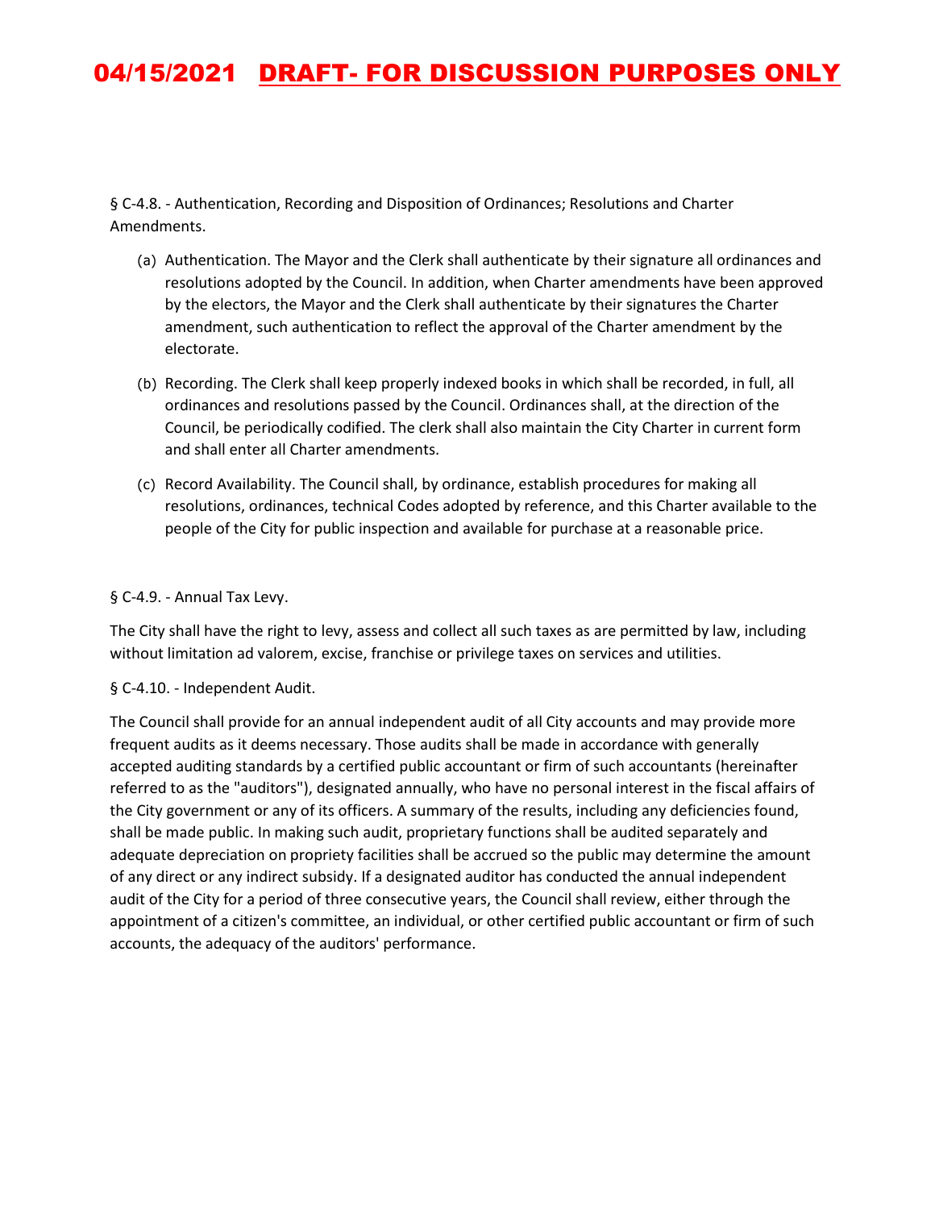§ C-4.8. - Authentication, Recording and Disposition of Ordinances; Resolutions and Charter Amendments.

(a) Authentication. The Mayor and the Clerk shall authenticate by their signature all ordinances and resolutions adopted by the Council. In addition, when Charter amendments have been approved by the electors, the Mayor and the Clerk shall authenticate by their signatures the Charter amendment, such authentication to reflect the approval of the Charter amendment by the electorate.

(b) Recording. The Clerk shall keep properly indexed books in which shall be recorded, in full, all ordinances and resolutions passed by the Council. Ordinances shall, at the direction of the Council, be periodically codified. The clerk shall also maintain the City Charter in current form and shall enter all Charter amendments.

(c) Record Availability. The Council shall, by ordinance, establish procedures for making all resolutions, ordinances, technical Codes adopted by reference, and this Charter available to the people of the City for public inspection and available for purchase at a reasonable price.

§ C-4.9. - Annual Tax Levy.

The City shall have the right to levy, assess and collect all such taxes as are permitted by law, including without limitation ad valorem, excise, franchise or privilege taxes on services and utilities.

§ C-4.10. - Independent Audit.

The Council shall provide for an annual independent audit of all City accounts and may provide more frequent audits as it deems necessary. Those audits shall be made in accordance with generally accepted auditing standards by a certified public accountant or firm of such accountants (hereinafter referred to as the "auditors"), designated annually, who have no personal interest in the fiscal affairs of the City government or any of its officers. A summary of the results, including any deficiencies found, shall be made public. In making such audit, proprietary functions shall be audited separately and adequate depreciation on propriety facilities shall be accrued so the public may determine the amount of any direct or any indirect subsidy. If a designated auditor has conducted the annual independent audit of the City for a period of three consecutive years, the Council shall review, either through the appointment of a citizen's committee, an individual, or other certified public accountant or firm of such accounts, the adequacy of the auditors' performance.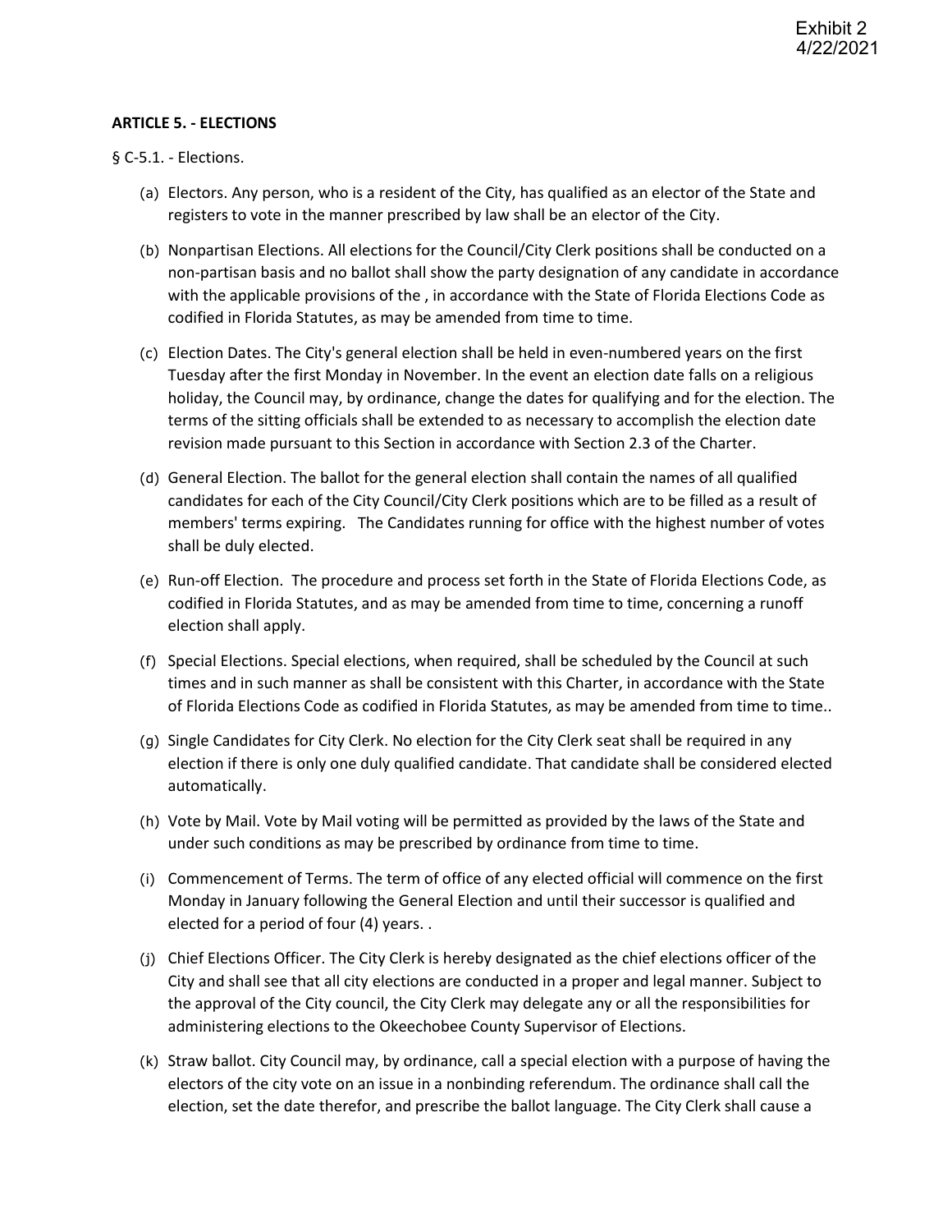Exhibit 2
4/22/2021

**ARTICLE 5. - ELECTIONS**

§ C-5.1. - Elections.

(a) Electors. Any person, who is a resident of the City, has qualified as an elector of the State and registers to vote in the manner prescribed by law shall be an elector of the City.

(b) Nonpartisan Elections. All elections for the Council/City Clerk positions shall be conducted on a non-partisan basis and no ballot shall show the party designation of any candidate in accordance with the applicable provisions of the , in accordance with the State of Florida Elections Code as codified in Florida Statutes, as may be amended from time to time.

(c) Election Dates. The City's general election shall be held in even-numbered years on the first Tuesday after the first Monday in November. In the event an election date falls on a religious holiday, the Council may, by ordinance, change the dates for qualifying and for the election. The terms of the sitting officials shall be extended to as necessary to accomplish the election date revision made pursuant to this Section in accordance with Section 2.3 of the Charter.

(d) General Election. The ballot for the general election shall contain the names of all qualified candidates for each of the City Council/City Clerk positions which are to be filled as a result of members' terms expiring. The Candidates running for office with the highest number of votes shall be duly elected.

(e) Run-off Election. The procedure and process set forth in the State of Florida Elections Code, as codified in Florida Statutes, and as may be amended from time to time, concerning a runoff election shall apply.

(f) Special Elections. Special elections, when required, shall be scheduled by the Council at such times and in such manner as shall be consistent with this Charter, in accordance with the State of Florida Elections Code as codified in Florida Statutes, as may be amended from time to time..

(g) Single Candidates for City Clerk. No election for the City Clerk seat shall be required in any election if there is only one duly qualified candidate. That candidate shall be considered elected automatically.

(h) Vote by Mail. Vote by Mail voting will be permitted as provided by the laws of the State and under such conditions as may be prescribed by ordinance from time to time.

(i) Commencement of Terms. The term of office of any elected official will commence on the first Monday in January following the General Election and until their successor is qualified and elected for a period of four (4) years. .

(j) Chief Elections Officer. The City Clerk is hereby designated as the chief elections officer of the City and shall see that all city elections are conducted in a proper and legal manner. Subject to the approval of the City council, the City Clerk may delegate any or all the responsibilities for administering elections to the Okeechobee County Supervisor of Elections.

(k) Straw ballot. City Council may, by ordinance, call a special election with a purpose of having the electors of the city vote on an issue in a nonbinding referendum. The ordinance shall call the election, set the date therefor, and prescribe the ballot language. The City Clerk shall cause a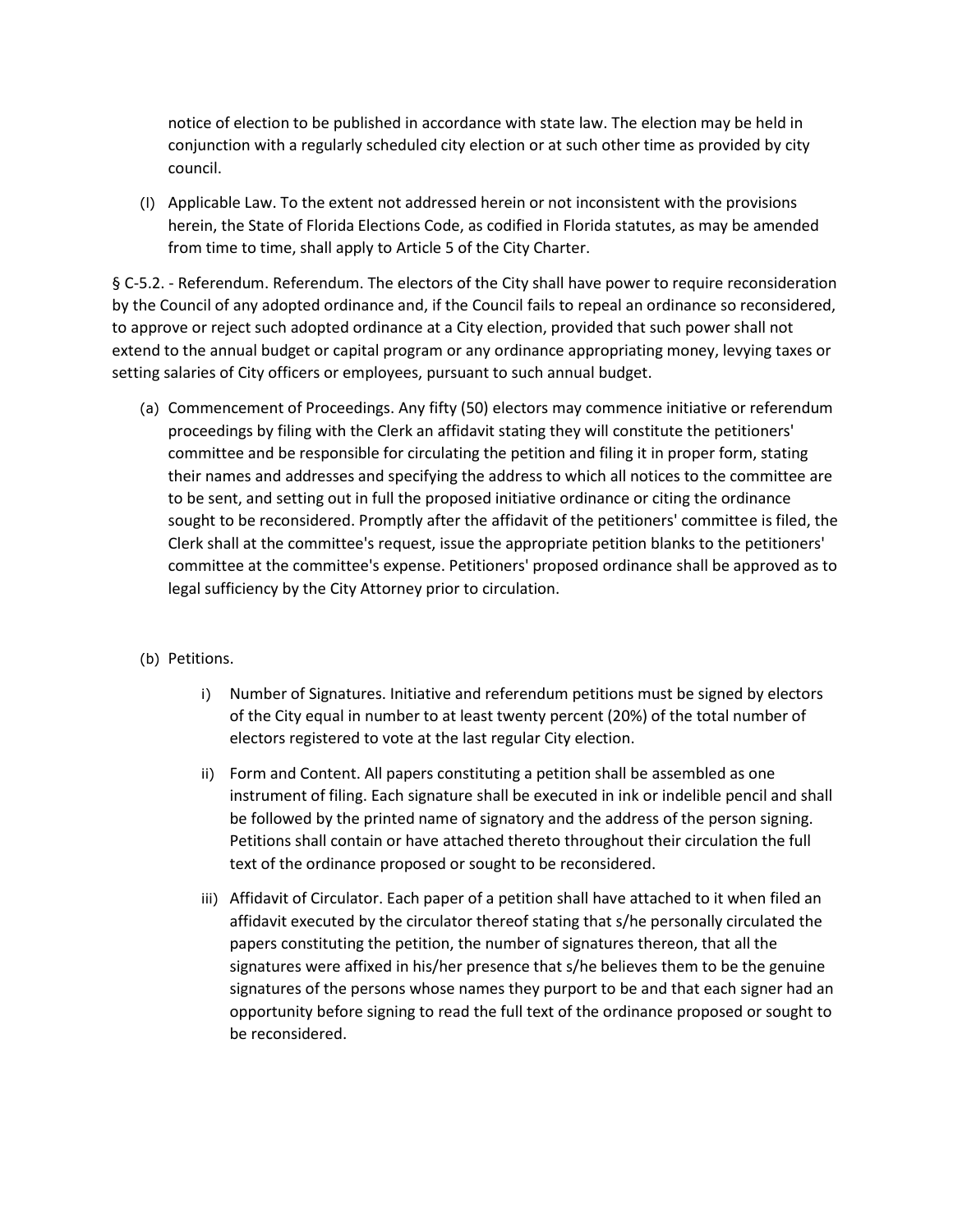notice of election to be published in accordance with state law. The election may be held in conjunction with a regularly scheduled city election or at such other time as provided by city council.

(l) Applicable Law. To the extent not addressed herein or not inconsistent with the provisions herein, the State of Florida Elections Code, as codified in Florida statutes, as may be amended from time to time, shall apply to Article 5 of the City Charter.

§ C-5.2. - Referendum. Referendum. The electors of the City shall have power to require reconsideration by the Council of any adopted ordinance and, if the Council fails to repeal an ordinance so reconsidered, to approve or reject such adopted ordinance at a City election, provided that such power shall not extend to the annual budget or capital program or any ordinance appropriating money, levying taxes or setting salaries of City officers or employees, pursuant to such annual budget.

(a) Commencement of Proceedings. Any fifty (50) electors may commence initiative or referendum proceedings by filing with the Clerk an affidavit stating they will constitute the petitioners' committee and be responsible for circulating the petition and filing it in proper form, stating their names and addresses and specifying the address to which all notices to the committee are to be sent, and setting out in full the proposed initiative ordinance or citing the ordinance sought to be reconsidered. Promptly after the affidavit of the petitioners' committee is filed, the Clerk shall at the committee's request, issue the appropriate petition blanks to the petitioners' committee at the committee's expense. Petitioners' proposed ordinance shall be approved as to legal sufficiency by the City Attorney prior to circulation.

(b) Petitions.

  i) Number of Signatures. Initiative and referendum petitions must be signed by electors of the City equal in number to at least twenty percent (20%) of the total number of electors registered to vote at the last regular City election.

  ii) Form and Content. All papers constituting a petition shall be assembled as one instrument of filing. Each signature shall be executed in ink or indelible pencil and shall be followed by the printed name of signatory and the address of the person signing. Petitions shall contain or have attached thereto throughout their circulation the full text of the ordinance proposed or sought to be reconsidered.

  iii) Affidavit of Circulator. Each paper of a petition shall have attached to it when filed an affidavit executed by the circulator thereof stating that s/he personally circulated the papers constituting the petition, the number of signatures thereon, that all the signatures were affixed in his/her presence that s/he believes them to be the genuine signatures of the persons whose names they purport to be and that each signer had an opportunity before signing to read the full text of the ordinance proposed or sought to be reconsidered.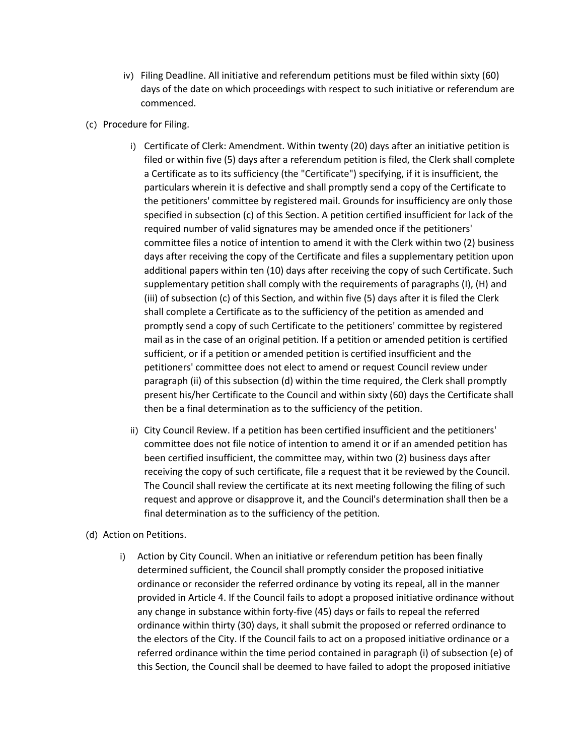iv) Filing Deadline. All initiative and referendum petitions must be filed within sixty (60) days of the date on which proceedings with respect to such initiative or referendum are commenced.

(c) Procedure for Filing.

i) Certificate of Clerk: Amendment. Within twenty (20) days after an initiative petition is filed or within five (5) days after a referendum petition is filed, the Clerk shall complete a Certificate as to its sufficiency (the "Certificate") specifying, if it is insufficient, the particulars wherein it is defective and shall promptly send a copy of the Certificate to the petitioners' committee by registered mail. Grounds for insufficiency are only those specified in subsection (c) of this Section. A petition certified insufficient for lack of the required number of valid signatures may be amended once if the petitioners' committee files a notice of intention to amend it with the Clerk within two (2) business days after receiving the copy of the Certificate and files a supplementary petition upon additional papers within ten (10) days after receiving the copy of such Certificate. Such supplementary petition shall comply with the requirements of paragraphs (I), (H) and (iii) of subsection (c) of this Section, and within five (5) days after it is filed the Clerk shall complete a Certificate as to the sufficiency of the petition as amended and promptly send a copy of such Certificate to the petitioners' committee by registered mail as in the case of an original petition. If a petition or amended petition is certified sufficient, or if a petition or amended petition is certified insufficient and the petitioners' committee does not elect to amend or request Council review under paragraph (ii) of this subsection (d) within the time required, the Clerk shall promptly present his/her Certificate to the Council and within sixty (60) days the Certificate shall then be a final determination as to the sufficiency of the petition.

ii) City Council Review. If a petition has been certified insufficient and the petitioners' committee does not file notice of intention to amend it or if an amended petition has been certified insufficient, the committee may, within two (2) business days after receiving the copy of such certificate, file a request that it be reviewed by the Council. The Council shall review the certificate at its next meeting following the filing of such request and approve or disapprove it, and the Council's determination shall then be a final determination as to the sufficiency of the petition.

(d) Action on Petitions.

i) Action by City Council. When an initiative or referendum petition has been finally determined sufficient, the Council shall promptly consider the proposed initiative ordinance or reconsider the referred ordinance by voting its repeal, all in the manner provided in Article 4. If the Council fails to adopt a proposed initiative ordinance without any change in substance within forty-five (45) days or fails to repeal the referred ordinance within thirty (30) days, it shall submit the proposed or referred ordinance to the electors of the City. If the Council fails to act on a proposed initiative ordinance or a referred ordinance within the time period contained in paragraph (i) of subsection (e) of this Section, the Council shall be deemed to have failed to adopt the proposed initiative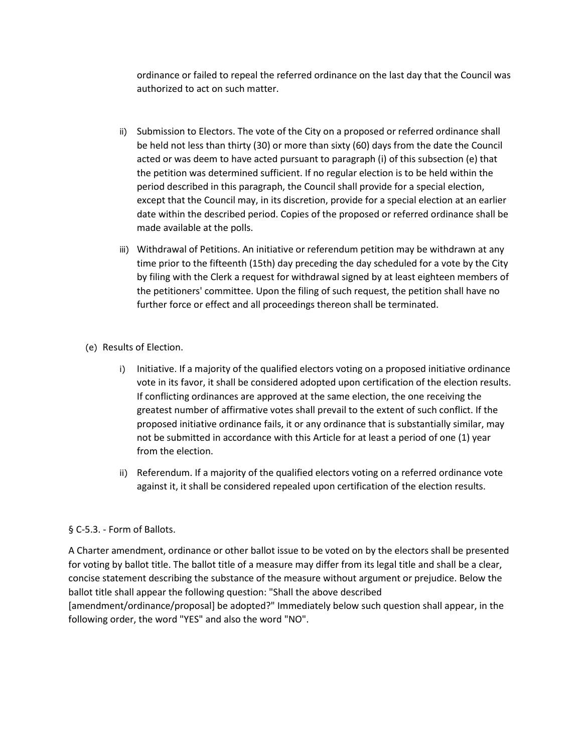ordinance or failed to repeal the referred ordinance on the last day that the Council was authorized to act on such matter.

ii) Submission to Electors. The vote of the City on a proposed or referred ordinance shall be held not less than thirty (30) or more than sixty (60) days from the date the Council acted or was deem to have acted pursuant to paragraph (i) of this subsection (e) that the petition was determined sufficient. If no regular election is to be held within the period described in this paragraph, the Council shall provide for a special election, except that the Council may, in its discretion, provide for a special election at an earlier date within the described period. Copies of the proposed or referred ordinance shall be made available at the polls.

iii) Withdrawal of Petitions. An initiative or referendum petition may be withdrawn at any time prior to the fifteenth (15th) day preceding the day scheduled for a vote by the City by filing with the Clerk a request for withdrawal signed by at least eighteen members of the petitioners' committee. Upon the filing of such request, the petition shall have no further force or effect and all proceedings thereon shall be terminated.

(e) Results of Election.

i) Initiative. If a majority of the qualified electors voting on a proposed initiative ordinance vote in its favor, it shall be considered adopted upon certification of the election results. If conflicting ordinances are approved at the same election, the one receiving the greatest number of affirmative votes shall prevail to the extent of such conflict. If the proposed initiative ordinance fails, it or any ordinance that is substantially similar, may not be submitted in accordance with this Article for at least a period of one (1) year from the election.

ii) Referendum. If a majority of the qualified electors voting on a referred ordinance vote against it, it shall be considered repealed upon certification of the election results.

§ C-5.3. - Form of Ballots.

A Charter amendment, ordinance or other ballot issue to be voted on by the electors shall be presented for voting by ballot title. The ballot title of a measure may differ from its legal title and shall be a clear, concise statement describing the substance of the measure without argument or prejudice. Below the ballot title shall appear the following question: "Shall the above described [amendment/ordinance/proposal] be adopted?" Immediately below such question shall appear, in the following order, the word "YES" and also the word "NO".